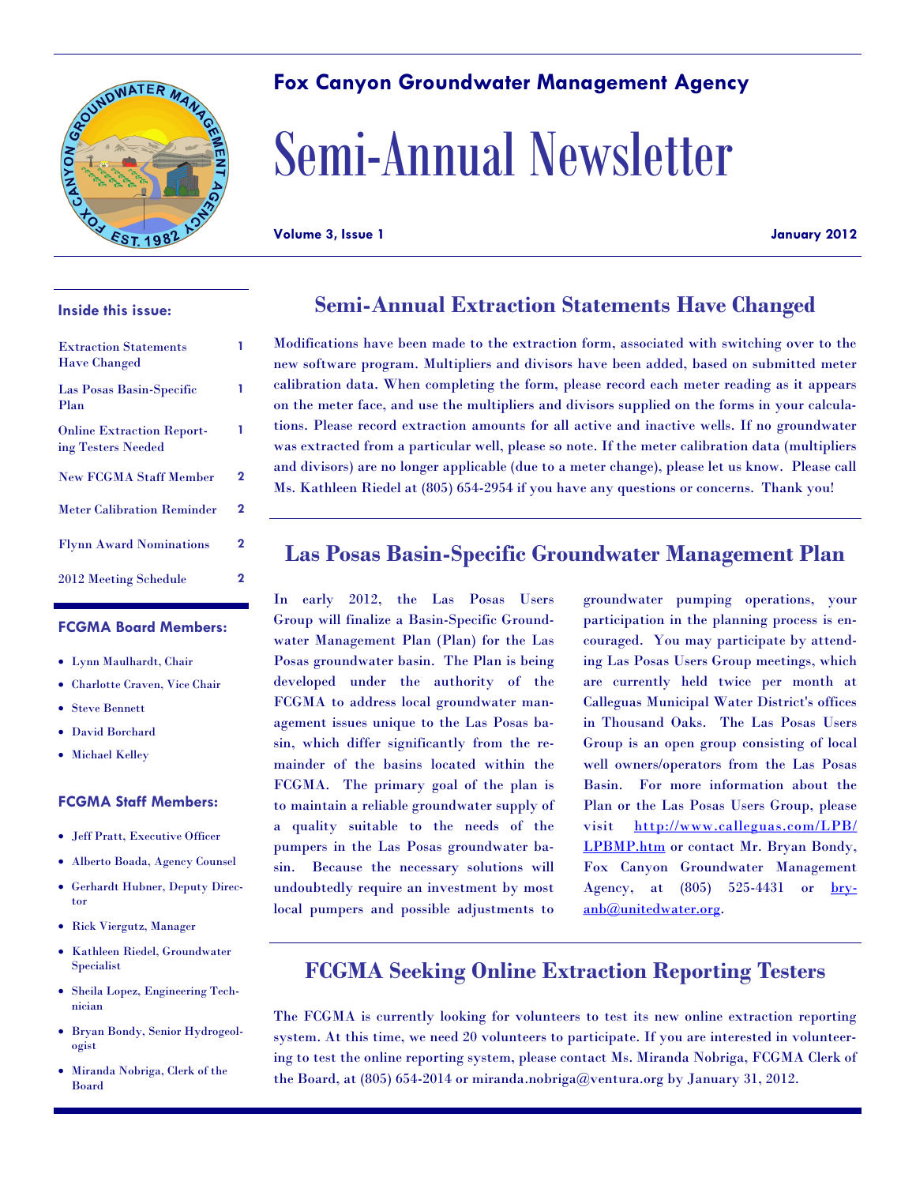# Fox Canyon Groundwater Management Agency

# Semi-Annual Newsletter

**Volume 3, Issue 1** **January 2012**

### Inside this issue:

| | |
|---|---|
| Extraction Statements Have Changed | 1 |
| Las Posas Basin-Specific Plan | 1 |
| Online Extraction Reporting Testers Needed | 1 |
| New FCGMA Staff Member | 2 |
| Meter Calibration Reminder | 2 |
| Flynn Award Nominations | 2 |
| 2012 Meeting Schedule | 2 |

### FCGMA Board Members:

- Lynn Maulhardt, Chair
- Charlotte Craven, Vice Chair
- Steve Bennett
- David Borchard
- Michael Kelley

### FCGMA Staff Members:

- Jeff Pratt, Executive Officer
- Alberto Boada, Agency Counsel
- Gerhardt Hubner, Deputy Director
- Rick Viergutz, Manager
- Kathleen Riedel, Groundwater Specialist
- Sheila Lopez, Engineering Technician
- Bryan Bondy, Senior Hydrogeologist
- Miranda Nobriga, Clerk of the Board

## Semi-Annual Extraction Statements Have Changed

Modifications have been made to the extraction form, associated with switching over to the new software program. Multipliers and divisors have been added, based on submitted meter calibration data. When completing the form, please record each meter reading as it appears on the meter face, and use the multipliers and divisors supplied on the forms in your calculations. Please record extraction amounts for all active and inactive wells. If no groundwater was extracted from a particular well, please so note. If the meter calibration data (multipliers and divisors) are no longer applicable (due to a meter change), please let us know. Please call Ms. Kathleen Riedel at (805) 654-2954 if you have any questions or concerns. Thank you!

## Las Posas Basin-Specific Groundwater Management Plan

In early 2012, the Las Posas Users Group will finalize a Basin-Specific Groundwater Management Plan (Plan) for the Las Posas groundwater basin. The Plan is being developed under the authority of the FCGMA to address local groundwater management issues unique to the Las Posas basin, which differ significantly from the remainder of the basins located within the FCGMA. The primary goal of the plan is to maintain a reliable groundwater supply of a quality suitable to the needs of the pumpers in the Las Posas groundwater basin. Because the necessary solutions will undoubtedly require an investment by most local pumpers and possible adjustments to groundwater pumping operations, your participation in the planning process is encouraged. You may participate by attending Las Posas Users Group meetings, which are currently held twice per month at Calleguas Municipal Water District's offices in Thousand Oaks. The Las Posas Users Group is an open group consisting of local well owners/operators from the Las Posas Basin. For more information about the Plan or the Las Posas Users Group, please visit http://www.calleguas.com/LPB/LPBMP.htm or contact Mr. Bryan Bondy, Fox Canyon Groundwater Management Agency, at (805) 525-4431 or bryanb@unitedwater.org.

## FCGMA Seeking Online Extraction Reporting Testers

The FCGMA is currently looking for volunteers to test its new online extraction reporting system. At this time, we need 20 volunteers to participate. If you are interested in volunteering to test the online reporting system, please contact Ms. Miranda Nobriga, FCGMA Clerk of the Board, at (805) 654-2014 or miranda.nobriga@ventura.org by January 31, 2012.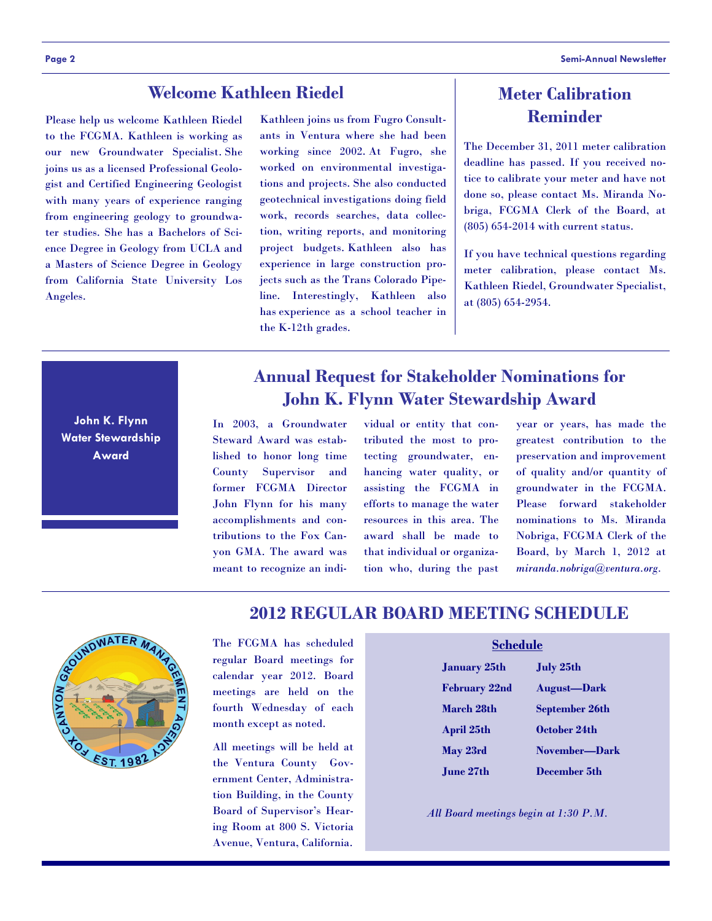## Welcome Kathleen Riedel

Please help us welcome Kathleen Riedel to the FCGMA. Kathleen is working as our new Groundwater Specialist. She joins us as a licensed Professional Geologist and Certified Engineering Geologist with many years of experience ranging from engineering geology to groundwater studies. She has a Bachelors of Science Degree in Geology from UCLA and a Masters of Science Degree in Geology from California State University Los Angeles.

Kathleen joins us from Fugro Consultants in Ventura where she had been working since 2002. At Fugro, she worked on environmental investigations and projects. She also conducted geotechnical investigations doing field work, records searches, data collection, writing reports, and monitoring project budgets. Kathleen also has experience in large construction projects such as the Trans Colorado Pipeline. Interestingly, Kathleen also has experience as a school teacher in the K-12th grades.

## Meter Calibration Reminder

The December 31, 2011 meter calibration deadline has passed. If you received notice to calibrate your meter and have not done so, please contact Ms. Miranda Nobriga, FCGMA Clerk of the Board, at (805) 654-2014 with current status.

If you have technical questions regarding meter calibration, please contact Ms. Kathleen Riedel, Groundwater Specialist, at (805) 654-2954.

**John K. Flynn Water Stewardship Award**

## Annual Request for Stakeholder Nominations for John K. Flynn Water Stewardship Award

In 2003, a Groundwater Steward Award was established to honor long time County Supervisor and former FCGMA Director John Flynn for his many accomplishments and contributions to the Fox Canyon GMA. The award was meant to recognize an individual or entity that contributed the most to protecting groundwater, enhancing water quality, or assisting the FCGMA in efforts to manage the water resources in this area. The award shall be made to that individual or organization who, during the past year or years, has made the greatest contribution to the preservation and improvement of quality and/or quantity of groundwater in the FCGMA. Please forward stakeholder nominations to Ms. Miranda Nobriga, FCGMA Clerk of the Board, by March 1, 2012 at *miranda.nobriga@ventura.org*.

## 2012 REGULAR BOARD MEETING SCHEDULE

The FCGMA has scheduled regular Board meetings for calendar year 2012. Board meetings are held on the fourth Wednesday of each month except as noted.

All meetings will be held at the Ventura County Government Center, Administration Building, in the County Board of Supervisor's Hearing Room at 800 S. Victoria Avenue, Ventura, California.

**Schedule**

| | |
|---|---|
| **January 25th** | **July 25th** |
| **February 22nd** | **August—Dark** |
| **March 28th** | **September 26th** |
| **April 25th** | **October 24th** |
| **May 23rd** | **November—Dark** |
| **June 27th** | **December 5th** |

*All Board meetings begin at 1:30 P.M.*